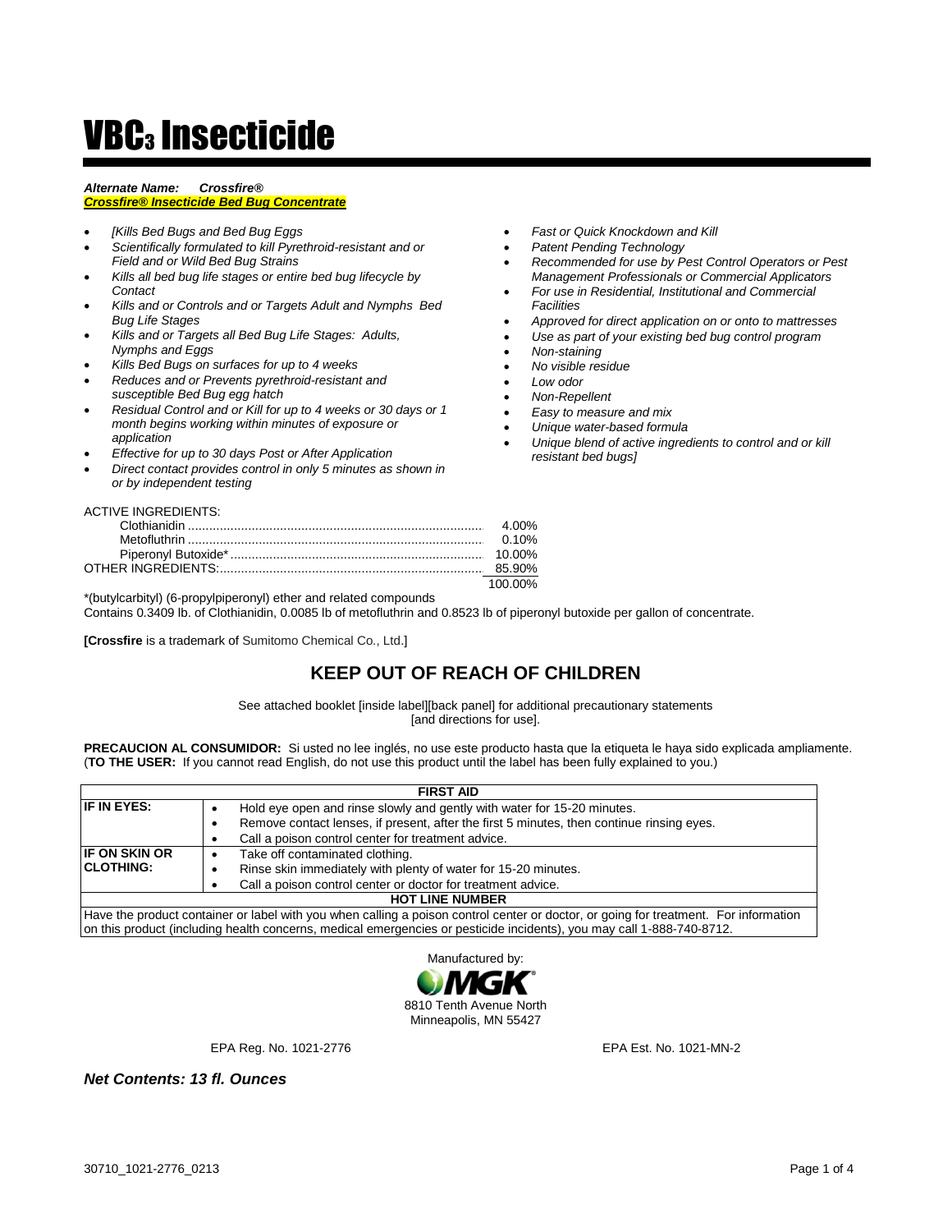# VBC$_3$ Insecticide

***Alternate Name: Crossfire®***
***Crossfire® Insecticide Bed Bug Concentrate***

- *[Kills Bed Bugs and Bed Bug Eggs*
- *Scientifically formulated to kill Pyrethroid-resistant and or Field and or Wild Bed Bug Strains*
- *Kills all bed bug life stages or entire bed bug lifecycle by Contact*
- *Kills and or Controls and or Targets Adult and Nymphs Bed Bug Life Stages*
- *Kills and or Targets all Bed Bug Life Stages: Adults, Nymphs and Eggs*
- *Kills Bed Bugs on surfaces for up to 4 weeks*
- *Reduces and or Prevents pyrethroid-resistant and susceptible Bed Bug egg hatch*
- *Residual Control and or Kill for up to 4 weeks or 30 days or 1 month begins working within minutes of exposure or application*
- *Effective for up to 30 days Post or After Application*
- *Direct contact provides control in only 5 minutes as shown in or by independent testing*
- *Fast or Quick Knockdown and Kill*
- *Patent Pending Technology*
- *Recommended for use by Pest Control Operators or Pest Management Professionals or Commercial Applicators*
- *For use in Residential, Institutional and Commercial Facilities*
- *Approved for direct application on or onto to mattresses*
- *Use as part of your existing bed bug control program*
- *Non-staining*
- *No visible residue*
- *Low odor*
- *Non-Repellent*
- *Easy to measure and mix*
- *Unique water-based formula*
- *Unique blend of active ingredients to control and or kill resistant bed bugs]*

| ACTIVE INGREDIENTS: | |
|---|---|
| Clothianidin | 4.00% |
| Metofluthrin | 0.10% |
| Piperonyl Butoxide* | 10.00% |
| OTHER INGREDIENTS: | 85.90% |
| | 100.00% |

*(butylcarbityl) (6-propylpiperonyl) ether and related compounds
Contains 0.3409 lb. of Clothianidin, 0.0085 lb of metofluthrin and 0.8523 lb of piperonyl butoxide per gallon of concentrate.

**[Crossfire** is a trademark of Sumitomo Chemical Co., Ltd.]

## KEEP OUT OF REACH OF CHILDREN

See attached booklet [inside label][back panel] for additional precautionary statements [and directions for use].

**PRECAUCION AL CONSUMIDOR:** Si usted no lee inglés, no use este producto hasta que la etiqueta le haya sido explicada ampliamente. (**TO THE USER:** If you cannot read English, do not use this product until the label has been fully explained to you.)

| FIRST AID | |
|---|---|
| **IF IN EYES:** | • Hold eye open and rinse slowly and gently with water for 15-20 minutes.<br>• Remove contact lenses, if present, after the first 5 minutes, then continue rinsing eyes.<br>• Call a poison control center for treatment advice. |
| **IF ON SKIN OR CLOTHING:** | • Take off contaminated clothing.<br>• Rinse skin immediately with plenty of water for 15-20 minutes.<br>• Call a poison control center or doctor for treatment advice. |
| **HOT LINE NUMBER** | |
| Have the product container or label with you when calling a poison control center or doctor, or going for treatment. For information on this product (including health concerns, medical emergencies or pesticide incidents), you may call 1-888-740-8712. | |

Manufactured by:
MGK®
8810 Tenth Avenue North
Minneapolis, MN 55427

EPA Reg. No. 1021-2776

EPA Est. No. 1021-MN-2

***Net Contents: 13 fl. Ounces***

30710_1021-2776_0213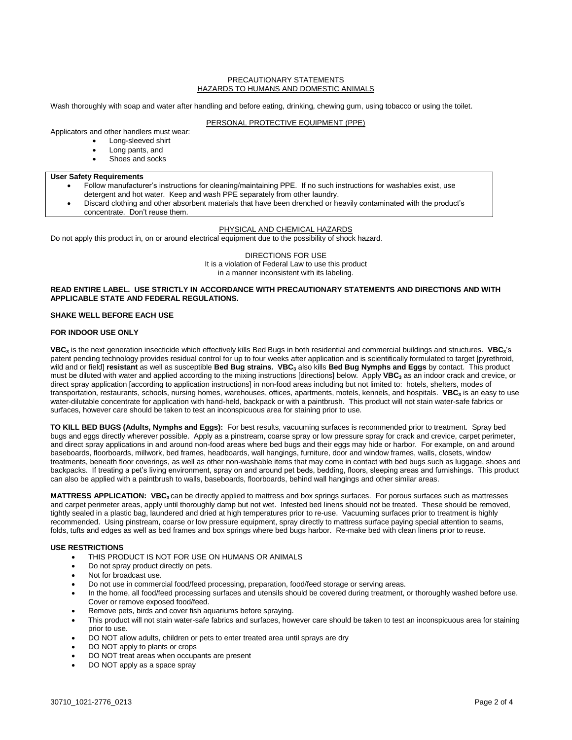## PRECAUTIONARY STATEMENTS
### HAZARDS TO HUMANS AND DOMESTIC ANIMALS

Wash thoroughly with soap and water after handling and before eating, drinking, chewing gum, using tobacco or using the toilet.

### PERSONAL PROTECTIVE EQUIPMENT (PPE)

Applicators and other handlers must wear:

- Long-sleeved shirt
- Long pants, and
- Shoes and socks

**User Safety Requirements**

- Follow manufacturer's instructions for cleaning/maintaining PPE. If no such instructions for washables exist, use detergent and hot water. Keep and wash PPE separately from other laundry.
- Discard clothing and other absorbent materials that have been drenched or heavily contaminated with the product's concentrate. Don't reuse them.

### PHYSICAL AND CHEMICAL HAZARDS

Do not apply this product in, on or around electrical equipment due to the possibility of shock hazard.

## DIRECTIONS FOR USE

It is a violation of Federal Law to use this product in a manner inconsistent with its labeling.

**READ ENTIRE LABEL. USE STRICTLY IN ACCORDANCE WITH PRECAUTIONARY STATEMENTS AND DIRECTIONS AND WITH APPLICABLE STATE AND FEDERAL REGULATIONS.**

**SHAKE WELL BEFORE EACH USE**

**FOR INDOOR USE ONLY**

**$VBC_3$** is the next generation insecticide which effectively kills Bed Bugs in both residential and commercial buildings and structures. **$VBC_3$**'s patent pending technology provides residual control for up to four weeks after application and is scientifically formulated to target [pyrethroid, wild and or field] **resistant** as well as susceptible **Bed Bug strains. $VBC_3$** also kills **Bed Bug Nymphs and Eggs** by contact. This product must be diluted with water and applied according to the mixing instructions [directions] below. Apply **$VBC_3$** as an indoor crack and crevice, or direct spray application [according to application instructions] in non-food areas including but not limited to: hotels, shelters, modes of transportation, restaurants, schools, nursing homes, warehouses, offices, apartments, motels, kennels, and hospitals. **$VBC_3$** is an easy to use water-dilutable concentrate for application with hand-held, backpack or with a paintbrush. This product will not stain water-safe fabrics or surfaces, however care should be taken to test an inconspicuous area for staining prior to use.

**TO KILL BED BUGS (Adults, Nymphs and Eggs):** For best results, vacuuming surfaces is recommended prior to treatment. Spray bed bugs and eggs directly wherever possible. Apply as a pinstream, coarse spray or low pressure spray for crack and crevice, carpet perimeter, and direct spray applications in and around non-food areas where bed bugs and their eggs may hide or harbor. For example, on and around baseboards, floorboards, millwork, bed frames, headboards, wall hangings, furniture, door and window frames, walls, closets, window treatments, beneath floor coverings, as well as other non-washable items that may come in contact with bed bugs such as luggage, shoes and backpacks. If treating a pet's living environment, spray on and around pet beds, bedding, floors, sleeping areas and furnishings. This product can also be applied with a paintbrush to walls, baseboards, floorboards, behind wall hangings and other similar areas.

**MATTRESS APPLICATION: $VBC_3$** can be directly applied to mattress and box springs surfaces. For porous surfaces such as mattresses and carpet perimeter areas, apply until thoroughly damp but not wet. Infested bed linens should not be treated. These should be removed, tightly sealed in a plastic bag, laundered and dried at high temperatures prior to re-use. Vacuuming surfaces prior to treatment is highly recommended. Using pinstream, coarse or low pressure equipment, spray directly to mattress surface paying special attention to seams, folds, tufts and edges as well as bed frames and box springs where bed bugs harbor. Re-make bed with clean linens prior to reuse.

**USE RESTRICTIONS**

- THIS PRODUCT IS NOT FOR USE ON HUMANS OR ANIMALS
- Do not spray product directly on pets.
- Not for broadcast use.
- Do not use in commercial food/feed processing, preparation, food/feed storage or serving areas.
- In the home, all food/feed processing surfaces and utensils should be covered during treatment, or thoroughly washed before use. Cover or remove exposed food/feed.
- Remove pets, birds and cover fish aquariums before spraying.
- This product will not stain water-safe fabrics and surfaces, however care should be taken to test an inconspicuous area for staining prior to use.
- DO NOT allow adults, children or pets to enter treated area until sprays are dry
- DO NOT apply to plants or crops
- DO NOT treat areas when occupants are present
- DO NOT apply as a space spray

30710_1021-2776_0213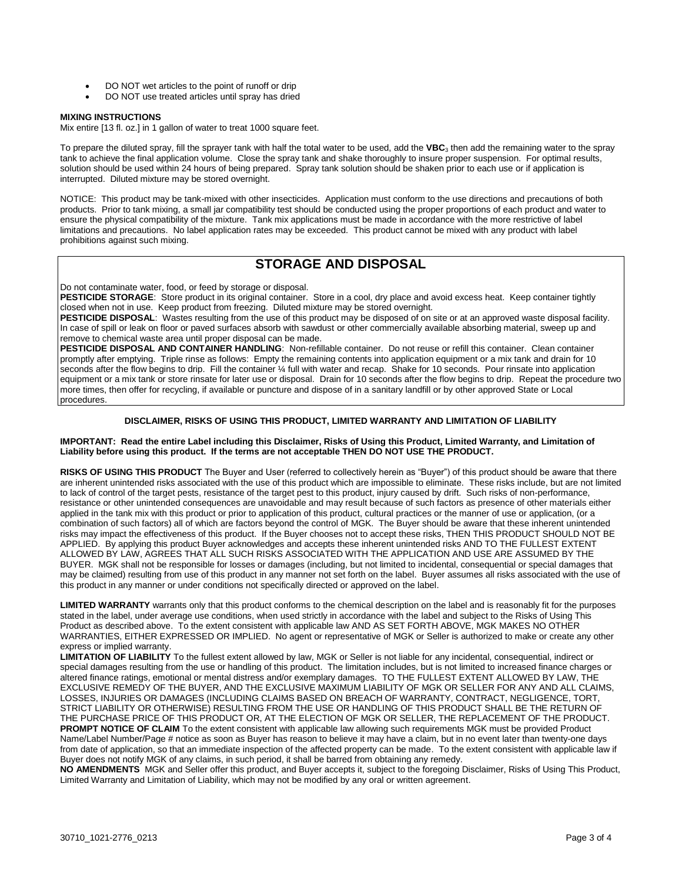- DO NOT wet articles to the point of runoff or drip
- DO NOT use treated articles until spray has dried

**MIXING INSTRUCTIONS**

Mix entire [13 fl. oz.] in 1 gallon of water to treat 1000 square feet.

To prepare the diluted spray, fill the sprayer tank with half the total water to be used, add the **VBC**$_3$ then add the remaining water to the spray tank to achieve the final application volume. Close the spray tank and shake thoroughly to insure proper suspension. For optimal results, solution should be used within 24 hours of being prepared. Spray tank solution should be shaken prior to each use or if application is interrupted. Diluted mixture may be stored overnight.

NOTICE: This product may be tank-mixed with other insecticides. Application must conform to the use directions and precautions of both products. Prior to tank mixing, a small jar compatibility test should be conducted using the proper proportions of each product and water to ensure the physical compatibility of the mixture. Tank mix applications must be made in accordance with the more restrictive of label limitations and precautions. No label application rates may be exceeded. This product cannot be mixed with any product with label prohibitions against such mixing.

## STORAGE AND DISPOSAL

Do not contaminate water, food, or feed by storage or disposal.

**PESTICIDE STORAGE**: Store product in its original container. Store in a cool, dry place and avoid excess heat. Keep container tightly closed when not in use. Keep product from freezing. Diluted mixture may be stored overnight.

**PESTICIDE DISPOSAL**: Wastes resulting from the use of this product may be disposed of on site or at an approved waste disposal facility. In case of spill or leak on floor or paved surfaces absorb with sawdust or other commercially available absorbing material, sweep up and remove to chemical waste area until proper disposal can be made.

**PESTICIDE DISPOSAL AND CONTAINER HANDLING**: Non-refillable container. Do not reuse or refill this container. Clean container promptly after emptying. Triple rinse as follows: Empty the remaining contents into application equipment or a mix tank and drain for 10 seconds after the flow begins to drip. Fill the container ¼ full with water and recap. Shake for 10 seconds. Pour rinsate into application equipment or a mix tank or store rinsate for later use or disposal. Drain for 10 seconds after the flow begins to drip. Repeat the procedure two more times, then offer for recycling, if available or puncture and dispose of in a sanitary landfill or by other approved State or Local procedures.

### DISCLAIMER, RISKS OF USING THIS PRODUCT, LIMITED WARRANTY AND LIMITATION OF LIABILITY

**IMPORTANT: Read the entire Label including this Disclaimer, Risks of Using this Product, Limited Warranty, and Limitation of Liability before using this product. If the terms are not acceptable THEN DO NOT USE THE PRODUCT.**

**RISKS OF USING THIS PRODUCT** The Buyer and User (referred to collectively herein as "Buyer") of this product should be aware that there are inherent unintended risks associated with the use of this product which are impossible to eliminate. These risks include, but are not limited to lack of control of the target pests, resistance of the target pest to this product, injury caused by drift. Such risks of non-performance, resistance or other unintended consequences are unavoidable and may result because of such factors as presence of other materials either applied in the tank mix with this product or prior to application of this product, cultural practices or the manner of use or application, (or a combination of such factors) all of which are factors beyond the control of MGK. The Buyer should be aware that these inherent unintended risks may impact the effectiveness of this product. If the Buyer chooses not to accept these risks, THEN THIS PRODUCT SHOULD NOT BE APPLIED. By applying this product Buyer acknowledges and accepts these inherent unintended risks AND TO THE FULLEST EXTENT ALLOWED BY LAW, AGREES THAT ALL SUCH RISKS ASSOCIATED WITH THE APPLICATION AND USE ARE ASSUMED BY THE BUYER. MGK shall not be responsible for losses or damages (including, but not limited to incidental, consequential or special damages that may be claimed) resulting from use of this product in any manner not set forth on the label. Buyer assumes all risks associated with the use of this product in any manner or under conditions not specifically directed or approved on the label.

**LIMITED WARRANTY** warrants only that this product conforms to the chemical description on the label and is reasonably fit for the purposes stated in the label, under average use conditions, when used strictly in accordance with the label and subject to the Risks of Using This Product as described above. To the extent consistent with applicable law AND AS SET FORTH ABOVE, MGK MAKES NO OTHER WARRANTIES, EITHER EXPRESSED OR IMPLIED. No agent or representative of MGK or Seller is authorized to make or create any other express or implied warranty.

**LIMITATION OF LIABILITY** To the fullest extent allowed by law, MGK or Seller is not liable for any incidental, consequential, indirect or special damages resulting from the use or handling of this product. The limitation includes, but is not limited to increased finance charges or altered finance ratings, emotional or mental distress and/or exemplary damages. TO THE FULLEST EXTENT ALLOWED BY LAW, THE EXCLUSIVE REMEDY OF THE BUYER, AND THE EXCLUSIVE MAXIMUM LIABILITY OF MGK OR SELLER FOR ANY AND ALL CLAIMS, LOSSES, INJURIES OR DAMAGES (INCLUDING CLAIMS BASED ON BREACH OF WARRANTY, CONTRACT, NEGLIGENCE, TORT, STRICT LIABILITY OR OTHERWISE) RESULTING FROM THE USE OR HANDLING OF THIS PRODUCT SHALL BE THE RETURN OF THE PURCHASE PRICE OF THIS PRODUCT OR, AT THE ELECTION OF MGK OR SELLER, THE REPLACEMENT OF THE PRODUCT.

**PROMPT NOTICE OF CLAIM** To the extent consistent with applicable law allowing such requirements MGK must be provided Product Name/Label Number/Page # notice as soon as Buyer has reason to believe it may have a claim, but in no event later than twenty-one days from date of application, so that an immediate inspection of the affected property can be made. To the extent consistent with applicable law if Buyer does not notify MGK of any claims, in such period, it shall be barred from obtaining any remedy.

**NO AMENDMENTS** MGK and Seller offer this product, and Buyer accepts it, subject to the foregoing Disclaimer, Risks of Using This Product, Limited Warranty and Limitation of Liability, which may not be modified by any oral or written agreement.

30710_1021-2776_0213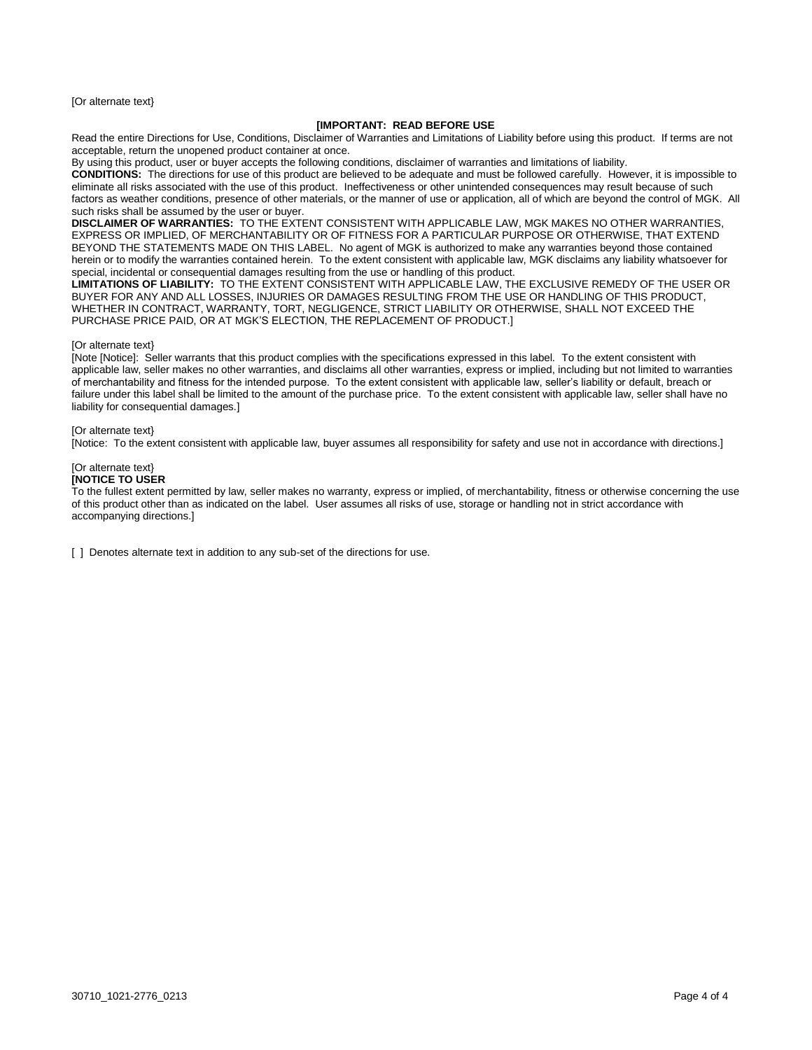[Or alternate text}

**[IMPORTANT: READ BEFORE USE**

Read the entire Directions for Use, Conditions, Disclaimer of Warranties and Limitations of Liability before using this product. If terms are not acceptable, return the unopened product container at once.

By using this product, user or buyer accepts the following conditions, disclaimer of warranties and limitations of liability.

**CONDITIONS:** The directions for use of this product are believed to be adequate and must be followed carefully. However, it is impossible to eliminate all risks associated with the use of this product. Ineffectiveness or other unintended consequences may result because of such factors as weather conditions, presence of other materials, or the manner of use or application, all of which are beyond the control of MGK. All such risks shall be assumed by the user or buyer.

**DISCLAIMER OF WARRANTIES:** TO THE EXTENT CONSISTENT WITH APPLICABLE LAW, MGK MAKES NO OTHER WARRANTIES, EXPRESS OR IMPLIED, OF MERCHANTABILITY OR OF FITNESS FOR A PARTICULAR PURPOSE OR OTHERWISE, THAT EXTEND BEYOND THE STATEMENTS MADE ON THIS LABEL. No agent of MGK is authorized to make any warranties beyond those contained herein or to modify the warranties contained herein. To the extent consistent with applicable law, MGK disclaims any liability whatsoever for special, incidental or consequential damages resulting from the use or handling of this product.

**LIMITATIONS OF LIABILITY:** TO THE EXTENT CONSISTENT WITH APPLICABLE LAW, THE EXCLUSIVE REMEDY OF THE USER OR BUYER FOR ANY AND ALL LOSSES, INJURIES OR DAMAGES RESULTING FROM THE USE OR HANDLING OF THIS PRODUCT, WHETHER IN CONTRACT, WARRANTY, TORT, NEGLIGENCE, STRICT LIABILITY OR OTHERWISE, SHALL NOT EXCEED THE PURCHASE PRICE PAID, OR AT MGK'S ELECTION, THE REPLACEMENT OF PRODUCT.]

[Or alternate text}

[Note [Notice]: Seller warrants that this product complies with the specifications expressed in this label. To the extent consistent with applicable law, seller makes no other warranties, and disclaims all other warranties, express or implied, including but not limited to warranties of merchantability and fitness for the intended purpose. To the extent consistent with applicable law, seller's liability or default, breach or failure under this label shall be limited to the amount of the purchase price. To the extent consistent with applicable law, seller shall have no liability for consequential damages.]

[Or alternate text}

[Notice: To the extent consistent with applicable law, buyer assumes all responsibility for safety and use not in accordance with directions.]

[Or alternate text}

**[NOTICE TO USER**

To the fullest extent permitted by law, seller makes no warranty, express or implied, of merchantability, fitness or otherwise concerning the use of this product other than as indicated on the label. User assumes all risks of use, storage or handling not in strict accordance with accompanying directions.]

[ ] Denotes alternate text in addition to any sub-set of the directions for use.

30710_1021-2776_0213